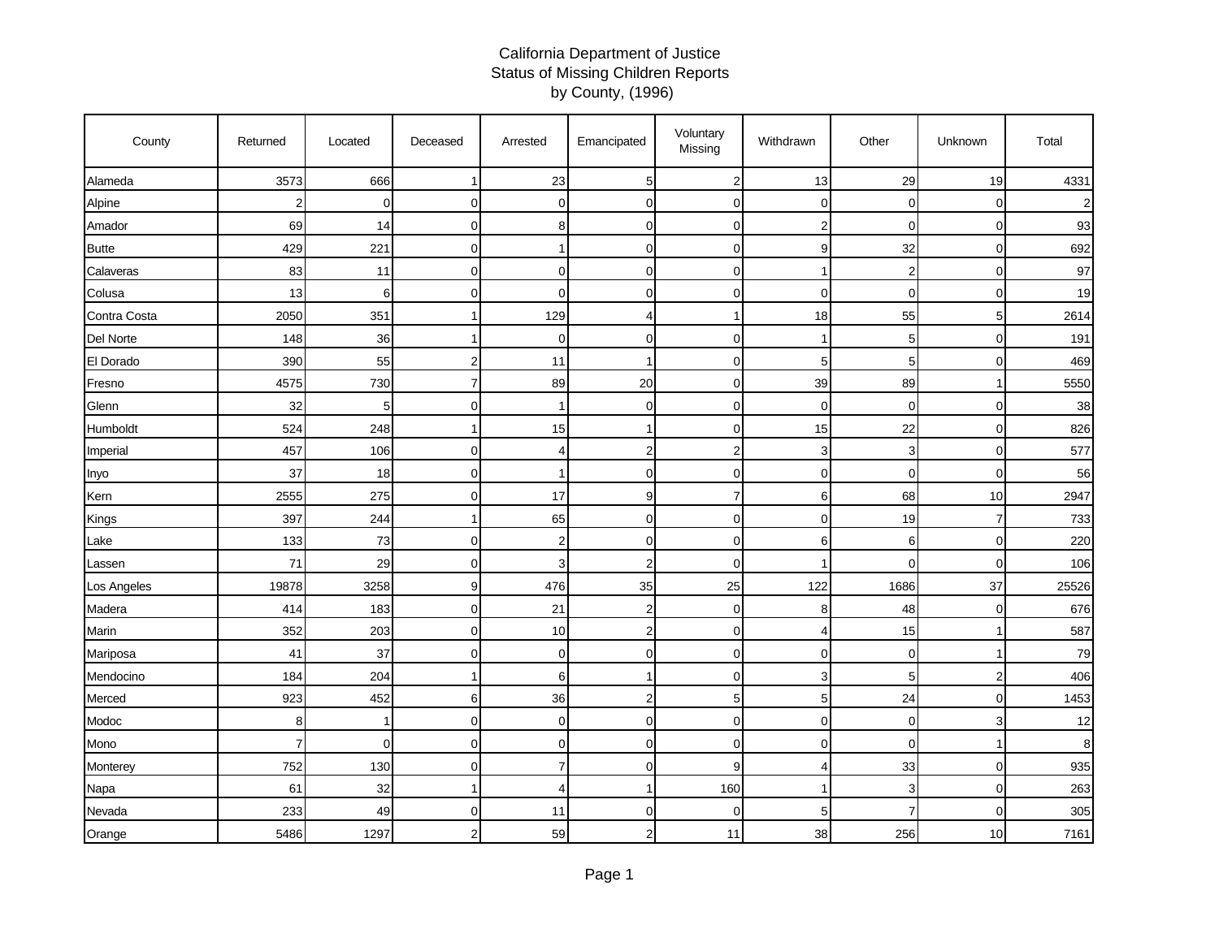# California Department of Justice
## Status of Missing Children Reports
### by County, (1996)

| County | Returned | Located | Deceased | Arrested | Emancipated | Voluntary Missing | Withdrawn | Other | Unknown | Total |
|---|---|---|---|---|---|---|---|---|---|---|
| Alameda | 3573 | 666 | 1 | 23 | 5 | 2 | 13 | 29 | 19 | 4331 |
| Alpine | 2 | 0 | 0 | 0 | 0 | 0 | 0 | 0 | 0 | 2 |
| Amador | 69 | 14 | 0 | 8 | 0 | 0 | 2 | 0 | 0 | 93 |
| Butte | 429 | 221 | 0 | 1 | 0 | 0 | 9 | 32 | 0 | 692 |
| Calaveras | 83 | 11 | 0 | 0 | 0 | 0 | 1 | 2 | 0 | 97 |
| Colusa | 13 | 6 | 0 | 0 | 0 | 0 | 0 | 0 | 0 | 19 |
| Contra Costa | 2050 | 351 | 1 | 129 | 4 | 1 | 18 | 55 | 5 | 2614 |
| Del Norte | 148 | 36 | 1 | 0 | 0 | 0 | 1 | 5 | 0 | 191 |
| El Dorado | 390 | 55 | 2 | 11 | 1 | 0 | 5 | 5 | 0 | 469 |
| Fresno | 4575 | 730 | 7 | 89 | 20 | 0 | 39 | 89 | 1 | 5550 |
| Glenn | 32 | 5 | 0 | 1 | 0 | 0 | 0 | 0 | 0 | 38 |
| Humboldt | 524 | 248 | 1 | 15 | 1 | 0 | 15 | 22 | 0 | 826 |
| Imperial | 457 | 106 | 0 | 4 | 2 | 2 | 3 | 3 | 0 | 577 |
| Inyo | 37 | 18 | 0 | 1 | 0 | 0 | 0 | 0 | 0 | 56 |
| Kern | 2555 | 275 | 0 | 17 | 9 | 7 | 6 | 68 | 10 | 2947 |
| Kings | 397 | 244 | 1 | 65 | 0 | 0 | 0 | 19 | 7 | 733 |
| Lake | 133 | 73 | 0 | 2 | 0 | 0 | 6 | 6 | 0 | 220 |
| Lassen | 71 | 29 | 0 | 3 | 2 | 0 | 1 | 0 | 0 | 106 |
| Los Angeles | 19878 | 3258 | 9 | 476 | 35 | 25 | 122 | 1686 | 37 | 25526 |
| Madera | 414 | 183 | 0 | 21 | 2 | 0 | 8 | 48 | 0 | 676 |
| Marin | 352 | 203 | 0 | 10 | 2 | 0 | 4 | 15 | 1 | 587 |
| Mariposa | 41 | 37 | 0 | 0 | 0 | 0 | 0 | 0 | 1 | 79 |
| Mendocino | 184 | 204 | 1 | 6 | 1 | 0 | 3 | 5 | 2 | 406 |
| Merced | 923 | 452 | 6 | 36 | 2 | 5 | 5 | 24 | 0 | 1453 |
| Modoc | 8 | 1 | 0 | 0 | 0 | 0 | 0 | 0 | 3 | 12 |
| Mono | 7 | 0 | 0 | 0 | 0 | 0 | 0 | 0 | 1 | 8 |
| Monterey | 752 | 130 | 0 | 7 | 0 | 9 | 4 | 33 | 0 | 935 |
| Napa | 61 | 32 | 1 | 4 | 1 | 160 | 1 | 3 | 0 | 263 |
| Nevada | 233 | 49 | 0 | 11 | 0 | 0 | 5 | 7 | 0 | 305 |
| Orange | 5486 | 1297 | 2 | 59 | 2 | 11 | 38 | 256 | 10 | 7161 |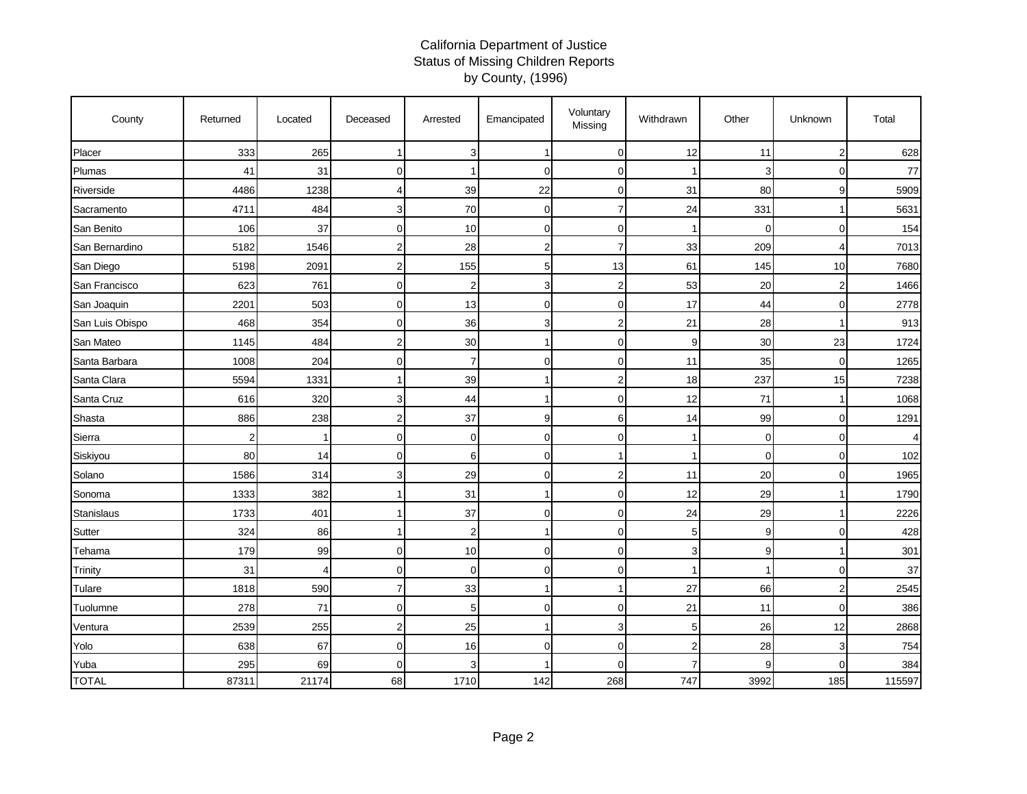California Department of Justice
Status of Missing Children Reports
by County, (1996)

| County | Returned | Located | Deceased | Arrested | Emancipated | Voluntary Missing | Withdrawn | Other | Unknown | Total |
|---|---|---|---|---|---|---|---|---|---|---|
| Placer | 333 | 265 | 1 | 3 | 1 | 0 | 12 | 11 | 2 | 628 |
| Plumas | 41 | 31 | 0 | 1 | 0 | 0 | 1 | 3 | 0 | 77 |
| Riverside | 4486 | 1238 | 4 | 39 | 22 | 0 | 31 | 80 | 9 | 5909 |
| Sacramento | 4711 | 484 | 3 | 70 | 0 | 7 | 24 | 331 | 1 | 5631 |
| San Benito | 106 | 37 | 0 | 10 | 0 | 0 | 1 | 0 | 0 | 154 |
| San Bernardino | 5182 | 1546 | 2 | 28 | 2 | 7 | 33 | 209 | 4 | 7013 |
| San Diego | 5198 | 2091 | 2 | 155 | 5 | 13 | 61 | 145 | 10 | 7680 |
| San Francisco | 623 | 761 | 0 | 2 | 3 | 2 | 53 | 20 | 2 | 1466 |
| San Joaquin | 2201 | 503 | 0 | 13 | 0 | 0 | 17 | 44 | 0 | 2778 |
| San Luis Obispo | 468 | 354 | 0 | 36 | 3 | 2 | 21 | 28 | 1 | 913 |
| San Mateo | 1145 | 484 | 2 | 30 | 1 | 0 | 9 | 30 | 23 | 1724 |
| Santa Barbara | 1008 | 204 | 0 | 7 | 0 | 0 | 11 | 35 | 0 | 1265 |
| Santa Clara | 5594 | 1331 | 1 | 39 | 1 | 2 | 18 | 237 | 15 | 7238 |
| Santa Cruz | 616 | 320 | 3 | 44 | 1 | 0 | 12 | 71 | 1 | 1068 |
| Shasta | 886 | 238 | 2 | 37 | 9 | 6 | 14 | 99 | 0 | 1291 |
| Sierra | 2 | 1 | 0 | 0 | 0 | 0 | 1 | 0 | 0 | 4 |
| Siskiyou | 80 | 14 | 0 | 6 | 0 | 1 | 1 | 0 | 0 | 102 |
| Solano | 1586 | 314 | 3 | 29 | 0 | 2 | 11 | 20 | 0 | 1965 |
| Sonoma | 1333 | 382 | 1 | 31 | 1 | 0 | 12 | 29 | 1 | 1790 |
| Stanislaus | 1733 | 401 | 1 | 37 | 0 | 0 | 24 | 29 | 1 | 2226 |
| Sutter | 324 | 86 | 1 | 2 | 1 | 0 | 5 | 9 | 0 | 428 |
| Tehama | 179 | 99 | 0 | 10 | 0 | 0 | 3 | 9 | 1 | 301 |
| Trinity | 31 | 4 | 0 | 0 | 0 | 0 | 1 | 1 | 0 | 37 |
| Tulare | 1818 | 590 | 7 | 33 | 1 | 1 | 27 | 66 | 2 | 2545 |
| Tuolumne | 278 | 71 | 0 | 5 | 0 | 0 | 21 | 11 | 0 | 386 |
| Ventura | 2539 | 255 | 2 | 25 | 1 | 3 | 5 | 26 | 12 | 2868 |
| Yolo | 638 | 67 | 0 | 16 | 0 | 0 | 2 | 28 | 3 | 754 |
| Yuba | 295 | 69 | 0 | 3 | 1 | 0 | 7 | 9 | 0 | 384 |
| TOTAL | 87311 | 21174 | 68 | 1710 | 142 | 268 | 747 | 3992 | 185 | 115597 |